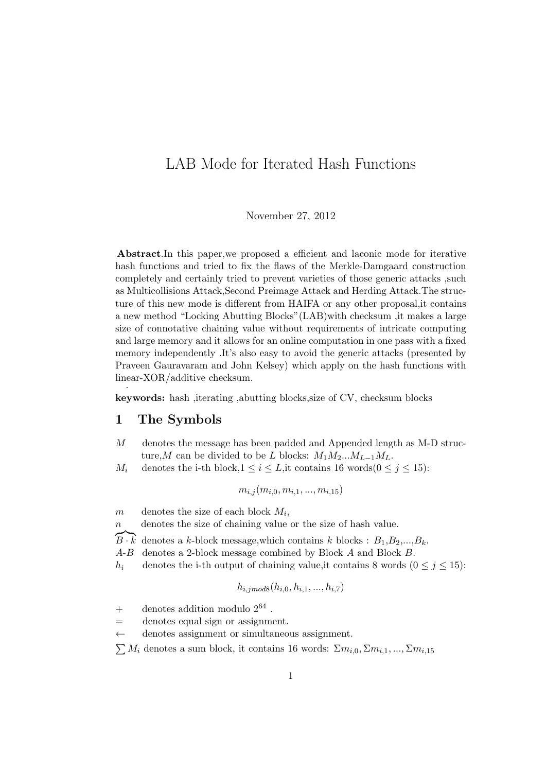# LAB Mode for Iterated Hash Functions

November 27, 2012

**Abstract**.In this paper,we proposed a efficient and laconic mode for iterative hash functions and tried to fix the flaws of the Merkle-Damgaard construction completely and certainly tried to prevent varieties of those generic attacks ,such as Multicollisions Attack,Second Preimage Attack and Herding Attack.The structure of this new mode is different from HAIFA or any other proposal,it contains a new method "Locking Abutting Blocks"(LAB)with checksum ,it makes a large size of connotative chaining value without requirements of intricate computing and large memory and it allows for an online computation in one pass with a fixed memory independently .It's also easy to avoid the generic attacks (presented by Praveen Gauravaram and John Kelsey) which apply on the hash functions with linear-XOR/additive checksum.

**keywords:** hash ,iterating ,abutting blocks,size of CV, checksum blocks

## 1 The Symbols

$M$ denotes the message has been padded and Appended length as M-D structure,$M$ can be divided to be $L$ blocks: $M_1M_2...M_{L-1}M_L$.

$M_i$ denotes the i-th block,$1 \leq i \leq L$,it contains 16 words($0 \leq j \leq 15$):

$$m_{i,j}(m_{i,0}, m_{i,1}, ..., m_{i,15})$$

$m$ denotes the size of each block $M_i$,

$n$ denotes the size of chaining value or the size of hash value.

$\widehat{B \cdot k}$ denotes a $k$-block message,which contains $k$ blocks : $B_1$,$B_2$,...,$B_k$.

$A$-$B$ denotes a 2-block message combined by Block $A$ and Block $B$.

$h_i$ denotes the i-th output of chaining value,it contains 8 words ($0 \leq j \leq 15$):

$$h_{i,j mod 8}(h_{i,0}, h_{i,1}, ..., h_{i,7})$$

$+$ denotes addition modulo $2^{64}$ .

$=$ denotes equal sign or assignment.

$\leftarrow$ denotes assignment or simultaneous assignment.

$\sum M_i$ denotes a sum block, it contains 16 words: $\Sigma m_{i,0}, \Sigma m_{i,1}, ..., \Sigma m_{i,15}$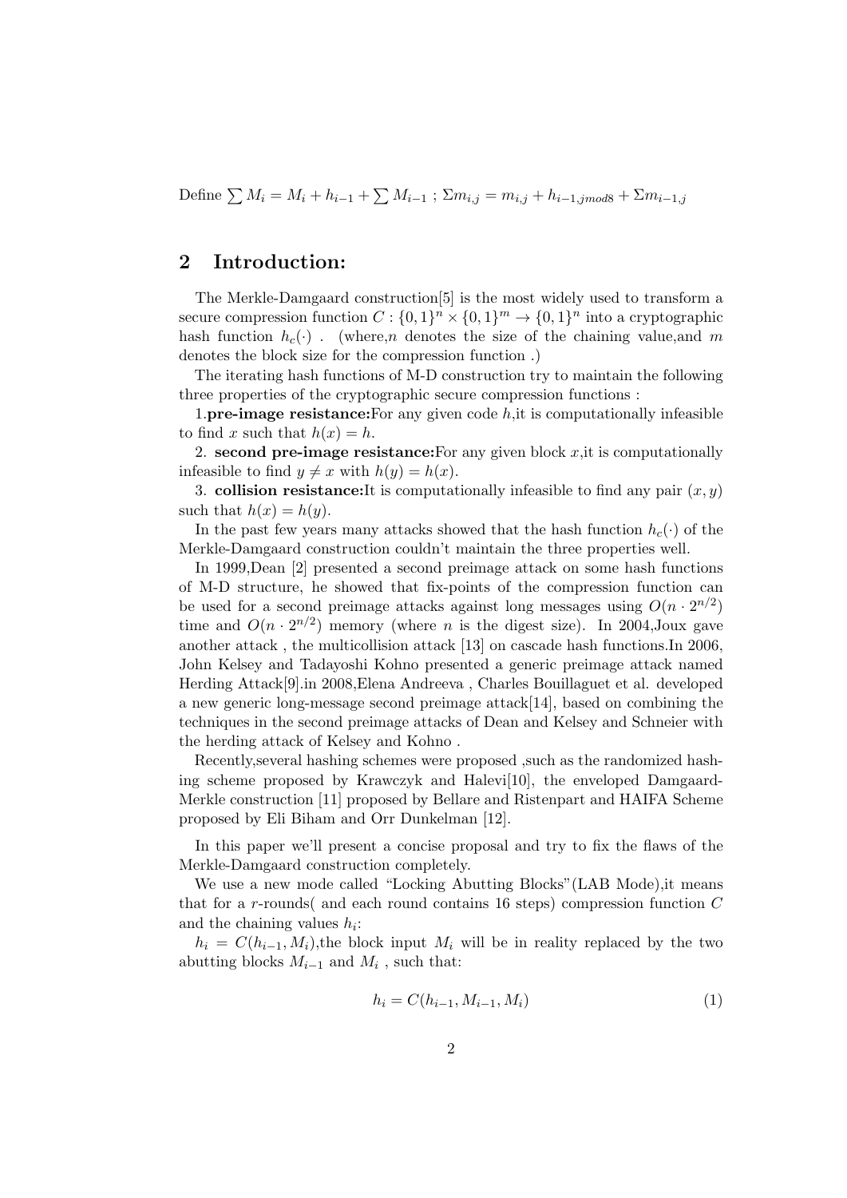Define $\sum M_i = M_i + h_{i-1} + \sum M_{i-1}$ ; $\Sigma m_{i,j} = m_{i,j} + h_{i-1,j mod 8} + \Sigma m_{i-1,j}$

## 2 Introduction:

The Merkle-Damgaard construction[5] is the most widely used to transform a secure compression function $C : \{0,1\}^n \times \{0,1\}^m \rightarrow \{0,1\}^n$ into a cryptographic hash function $h_c(\cdot)$ . (where,$n$ denotes the size of the chaining value,and $m$ denotes the block size for the compression function .)

The iterating hash functions of M-D construction try to maintain the following three properties of the cryptographic secure compression functions :

1.**pre-image resistance:**For any given code $h$,it is computationally infeasible to find $x$ such that $h(x) = h$.

2. **second pre-image resistance:**For any given block $x$,it is computationally infeasible to find $y \neq x$ with $h(y) = h(x)$.

3. **collision resistance:**It is computationally infeasible to find any pair $(x, y)$ such that $h(x) = h(y)$.

In the past few years many attacks showed that the hash function $h_c(\cdot)$ of the Merkle-Damgaard construction couldn't maintain the three properties well.

In 1999,Dean [2] presented a second preimage attack on some hash functions of M-D structure, he showed that fix-points of the compression function can be used for a second preimage attacks against long messages using $O(n \cdot 2^{n/2})$ time and $O(n \cdot 2^{n/2})$ memory (where $n$ is the digest size). In 2004,Joux gave another attack , the multicollision attack [13] on cascade hash functions.In 2006, John Kelsey and Tadayoshi Kohno presented a generic preimage attack named Herding Attack[9].in 2008,Elena Andreeva , Charles Bouillaguet et al. developed a new generic long-message second preimage attack[14], based on combining the techniques in the second preimage attacks of Dean and Kelsey and Schneier with the herding attack of Kelsey and Kohno .

Recently,several hashing schemes were proposed ,such as the randomized hashing scheme proposed by Krawczyk and Halevi[10], the enveloped Damgaard-Merkle construction [11] proposed by Bellare and Ristenpart and HAIFA Scheme proposed by Eli Biham and Orr Dunkelman [12].

In this paper we'll present a concise proposal and try to fix the flaws of the Merkle-Damgaard construction completely.

We use a new mode called "Locking Abutting Blocks"(LAB Mode),it means that for a $r$-rounds( and each round contains 16 steps) compression function $C$ and the chaining values $h_i$:

$h_i = C(h_{i-1}, M_i)$,the block input $M_i$ will be in reality replaced by the two abutting blocks $M_{i-1}$ and $M_i$ , such that:

$$h_i = C(h_{i-1}, M_{i-1}, M_i) \tag{1}$$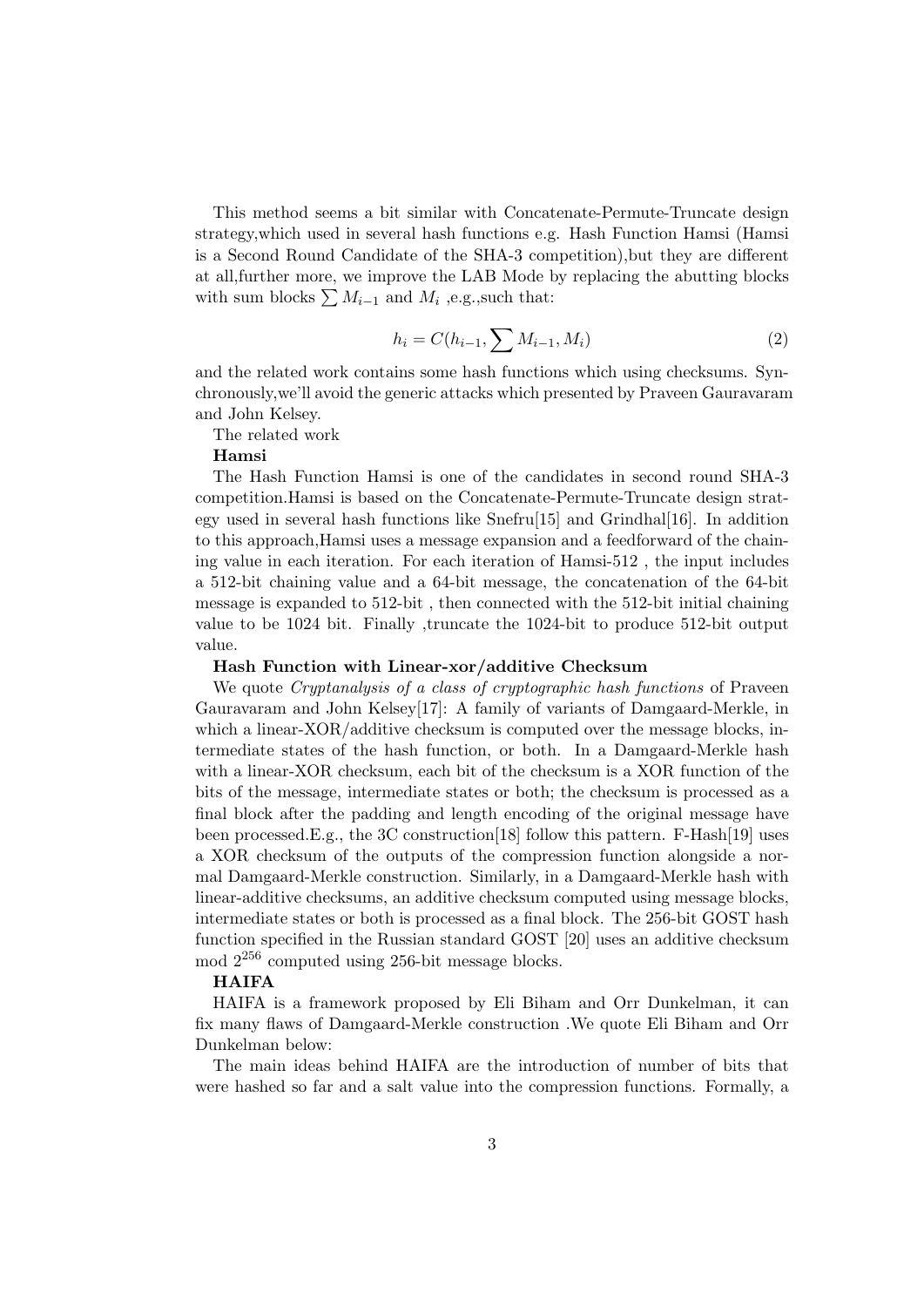This method seems a bit similar with Concatenate-Permute-Truncate design strategy,which used in several hash functions e.g. Hash Function Hamsi (Hamsi is a Second Round Candidate of the SHA-3 competition),but they are different at all,further more, we improve the LAB Mode by replacing the abutting blocks with sum blocks $\sum M_{i-1}$ and $M_i$ ,e.g.,such that:

$$h_i = C(h_{i-1}, \sum M_{i-1}, M_i) \tag{2}$$

and the related work contains some hash functions which using checksums. Synchronously,we'll avoid the generic attacks which presented by Praveen Gauravaram and John Kelsey.

The related work

**Hamsi**

The Hash Function Hamsi is one of the candidates in second round SHA-3 competition.Hamsi is based on the Concatenate-Permute-Truncate design strategy used in several hash functions like Snefru[15] and Grindhal[16]. In addition to this approach,Hamsi uses a message expansion and a feedforward of the chaining value in each iteration. For each iteration of Hamsi-512 , the input includes a 512-bit chaining value and a 64-bit message, the concatenation of the 64-bit message is expanded to 512-bit , then connected with the 512-bit initial chaining value to be 1024 bit. Finally ,truncate the 1024-bit to produce 512-bit output value.

**Hash Function with Linear-xor/additive Checksum**

We quote *Cryptanalysis of a class of cryptographic hash functions* of Praveen Gauravaram and John Kelsey[17]: A family of variants of Damgaard-Merkle, in which a linear-XOR/additive checksum is computed over the message blocks, intermediate states of the hash function, or both. In a Damgaard-Merkle hash with a linear-XOR checksum, each bit of the checksum is a XOR function of the bits of the message, intermediate states or both; the checksum is processed as a final block after the padding and length encoding of the original message have been processed.E.g., the 3C construction[18] follow this pattern. F-Hash[19] uses a XOR checksum of the outputs of the compression function alongside a normal Damgaard-Merkle construction. Similarly, in a Damgaard-Merkle hash with linear-additive checksums, an additive checksum computed using message blocks, intermediate states or both is processed as a final block. The 256-bit GOST hash function specified in the Russian standard GOST [20] uses an additive checksum mod $2^{256}$ computed using 256-bit message blocks.

**HAIFA**

HAIFA is a framework proposed by Eli Biham and Orr Dunkelman, it can fix many flaws of Damgaard-Merkle construction .We quote Eli Biham and Orr Dunkelman below:

The main ideas behind HAIFA are the introduction of number of bits that were hashed so far and a salt value into the compression functions. Formally, a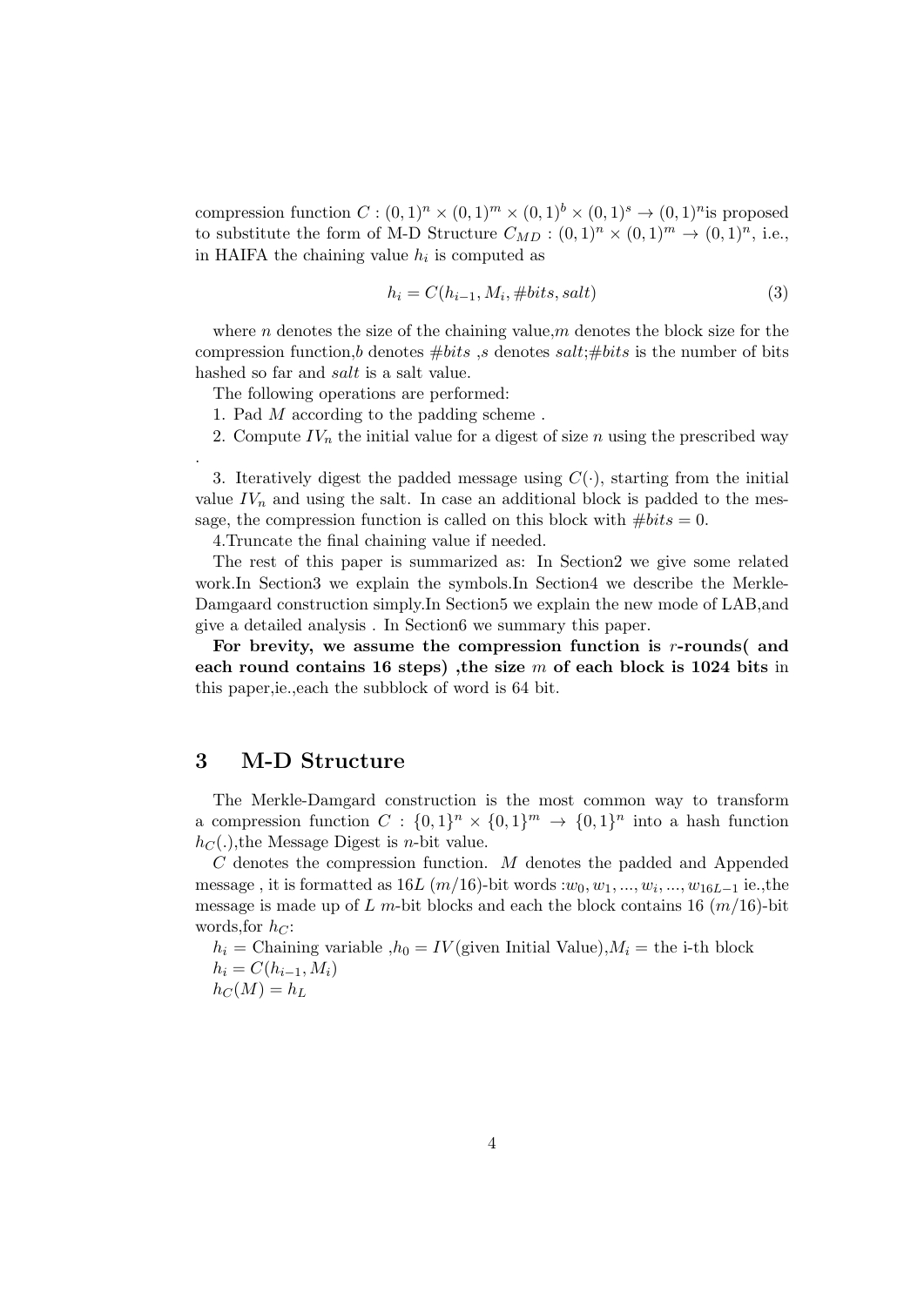compression function $C : (0,1)^n \times (0,1)^m \times (0,1)^b \times (0,1)^s \rightarrow (0,1)^n$is proposed to substitute the form of M-D Structure $C_{MD} : (0,1)^n \times (0,1)^m \rightarrow (0,1)^n$, i.e., in HAIFA the chaining value $h_i$ is computed as

$$h_i = C(h_{i-1}, M_i, \#bits, salt) \tag{3}$$

where $n$ denotes the size of the chaining value,$m$ denotes the block size for the compression function,$b$ denotes $\#bits$ ,$s$ denotes $salt$;$\#bits$ is the number of bits hashed so far and $salt$ is a salt value.

The following operations are performed:

1. Pad $M$ according to the padding scheme .

2. Compute $IV_n$ the initial value for a digest of size $n$ using the prescribed way .

3. Iteratively digest the padded message using $C(\cdot)$, starting from the initial value $IV_n$ and using the salt. In case an additional block is padded to the message, the compression function is called on this block with $\#bits = 0$.

4.Truncate the final chaining value if needed.

The rest of this paper is summarized as: In Section2 we give some related work.In Section3 we explain the symbols.In Section4 we describe the Merkle-Damgaard construction simply.In Section5 we explain the new mode of LAB,and give a detailed analysis . In Section6 we summary this paper.

**For brevity, we assume the compression function is $r$-rounds( and each round contains 16 steps) ,the size $m$ of each block is 1024 bits** in this paper,ie.,each the subblock of word is 64 bit.

## 3 M-D Structure

The Merkle-Damgard construction is the most common way to transform a compression function $C : \{0,1\}^n \times \{0,1\}^m \rightarrow \{0,1\}^n$ into a hash function $h_C(.)$,the Message Digest is $n$-bit value.

$C$ denotes the compression function. $M$ denotes the padded and Appended message , it is formatted as $16L$ $(m/16)$-bit words :$w_0, w_1, ..., w_i, ..., w_{16L-1}$ ie.,the message is made up of $L$ $m$-bit blocks and each the block contains 16 $(m/16)$-bit words,for $h_C$:

$h_i$ = Chaining variable ,$h_0 = IV$(given Initial Value),$M_i$ = the i-th block

$h_i = C(h_{i-1}, M_i)$

$h_C(M) = h_L$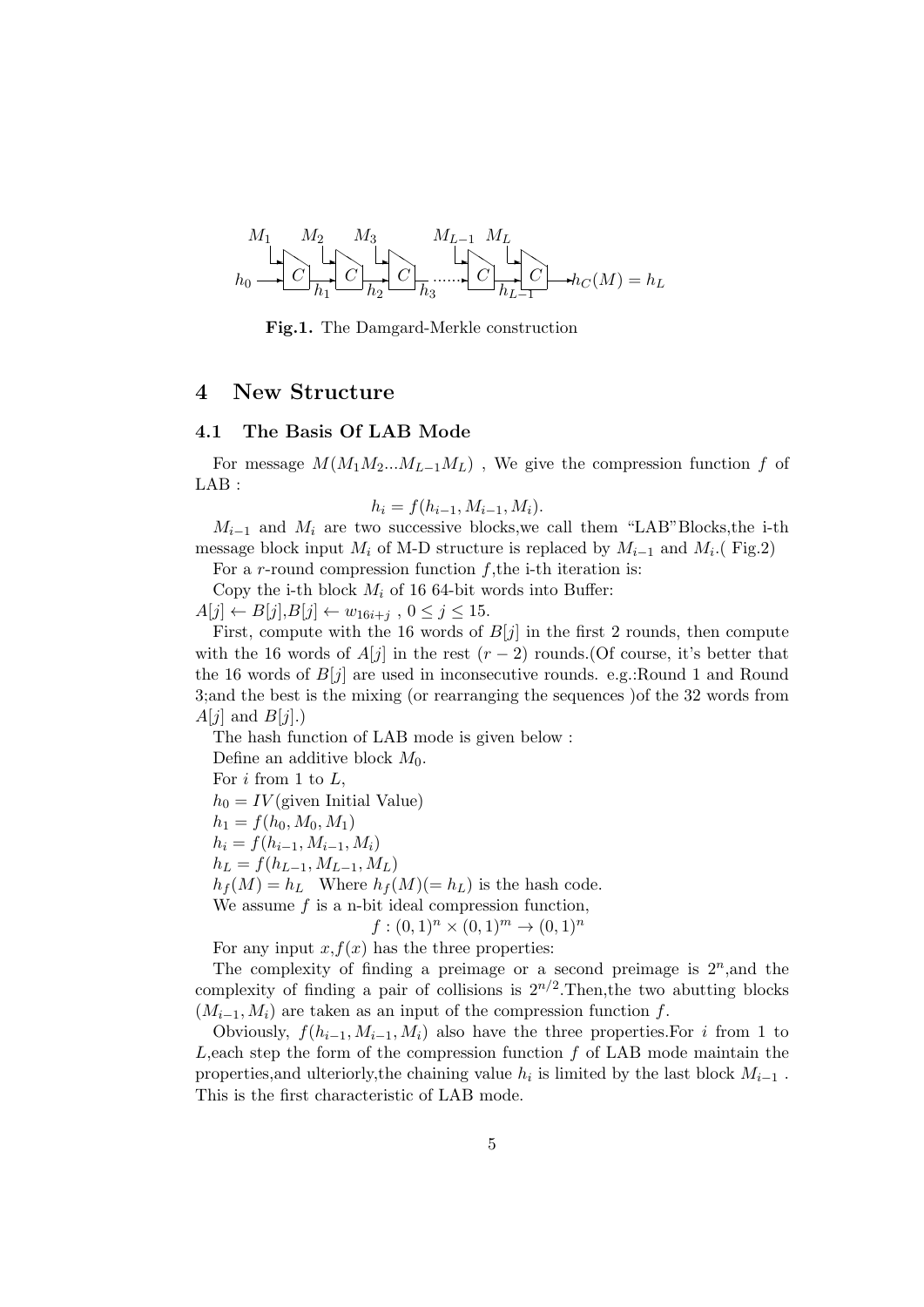Fig.1. The Damgard-Merkle construction

## 4 New Structure

### 4.1 The Basis Of LAB Mode

For message $M(M_1M_2...M_{L-1}M_L)$ , We give the compression function $f$ of LAB :

$$h_i = f(h_{i-1}, M_{i-1}, M_i).$$

$M_{i-1}$ and $M_i$ are two successive blocks,we call them "LAB"Blocks,the i-th message block input $M_i$ of M-D structure is replaced by $M_{i-1}$ and $M_i$.( Fig.2)

For a $r$-round compression function $f$,the i-th iteration is:

Copy the i-th block $M_i$ of 16 64-bit words into Buffer:

$A[j] \leftarrow B[j]$,$B[j] \leftarrow w_{16i+j}$ , $0 \leq j \leq 15$.

First, compute with the 16 words of $B[j]$ in the first 2 rounds, then compute with the 16 words of $A[j]$ in the rest $(r-2)$ rounds.(Of course, it's better that the 16 words of $B[j]$ are used in inconsecutive rounds. e.g.:Round 1 and Round 3;and the best is the mixing (or rearranging the sequences )of the 32 words from $A[j]$ and $B[j]$.)

The hash function of LAB mode is given below :

Define an additive block $M_0$.

For $i$ from 1 to $L$,

$h_0 = IV$(given Initial Value)

$h_1 = f(h_0, M_0, M_1)$

$h_i = f(h_{i-1}, M_{i-1}, M_i)$

$h_L = f(h_{L-1}, M_{L-1}, M_L)$

$h_f(M) = h_L$ Where $h_f(M)(= h_L)$ is the hash code.

We assume $f$ is a n-bit ideal compression function,

$$f : (0, 1)^n \times (0, 1)^m \rightarrow (0, 1)^n$$

For any input $x$,$f(x)$ has the three properties:

The complexity of finding a preimage or a second preimage is $2^n$,and the complexity of finding a pair of collisions is $2^{n/2}$.Then,the two abutting blocks $(M_{i-1}, M_i)$ are taken as an input of the compression function $f$.

Obviously, $f(h_{i-1}, M_{i-1}, M_i)$ also have the three properties.For $i$ from 1 to $L$,each step the form of the compression function $f$ of LAB mode maintain the properties,and ulteriorly,the chaining value $h_i$ is limited by the last block $M_{i-1}$ . This is the first characteristic of LAB mode.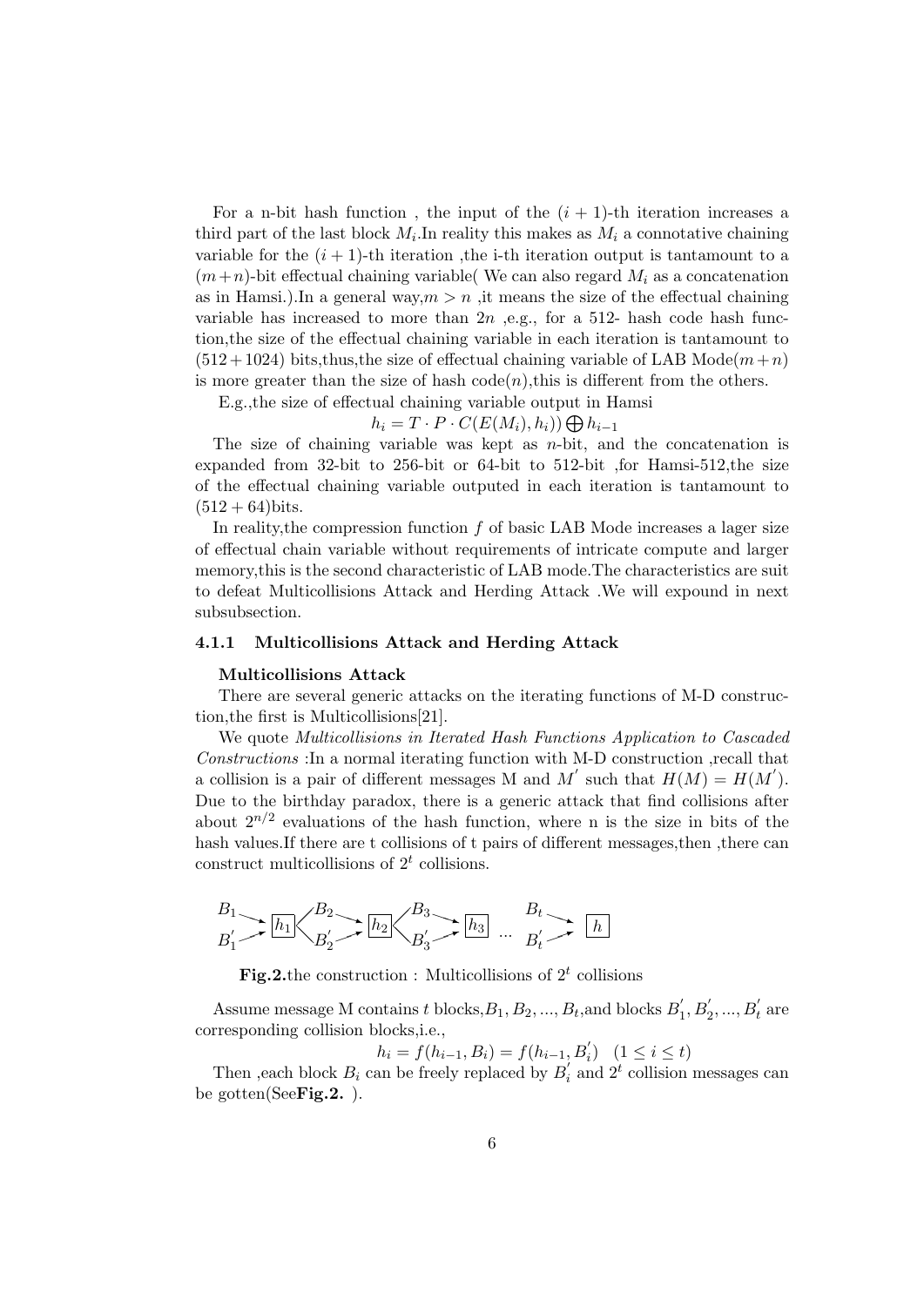For a n-bit hash function , the input of the $(i+1)$-th iteration increases a third part of the last block $M_i$.In reality this makes as $M_i$ a connotative chaining variable for the $(i+1)$-th iteration ,the i-th iteration output is tantamount to a $(m+n)$-bit effectual chaining variable( We can also regard $M_i$ as a concatenation as in Hamsi.).In a general way,$m > n$ ,it means the size of the effectual chaining variable has increased to more than $2n$ ,e.g., for a 512- hash code hash function,the size of the effectual chaining variable in each iteration is tantamount to $(512+1024)$ bits,thus,the size of effectual chaining variable of LAB Mode$(m+n)$ is more greater than the size of hash code$(n)$,this is different from the others.

E.g.,the size of effectual chaining variable output in Hamsi

$$h_i = T \cdot P \cdot C(E(M_i), h_i)) \bigoplus h_{i-1}$$

The size of chaining variable was kept as $n$-bit, and the concatenation is expanded from 32-bit to 256-bit or 64-bit to 512-bit ,for Hamsi-512,the size of the effectual chaining variable outputed in each iteration is tantamount to $(512+64)$bits.

In reality,the compression function $f$ of basic LAB Mode increases a lager size of effectual chain variable without requirements of intricate compute and larger memory,this is the second characteristic of LAB mode.The characteristics are suit to defeat Multicollisions Attack and Herding Attack .We will expound in next subsubsection.

### 4.1.1 Multicollisions Attack and Herding Attack

**Multicollisions Attack**

There are several generic attacks on the iterating functions of M-D construction,the first is Multicollisions[21].

We quote *Multicollisions in Iterated Hash Functions Application to Cascaded Constructions* :In a normal iterating function with M-D construction ,recall that a collision is a pair of different messages M and $M'$ such that $H(M) = H(M')$. Due to the birthday paradox, there is a generic attack that find collisions after about $2^{n/2}$ evaluations of the hash function, where n is the size in bits of the hash values.If there are t collisions of t pairs of different messages,then ,there can construct multicollisions of $2^t$ collisions.

$B_1$, $B_1'$ → $h_1$ → $B_2$, $B_2'$ → $h_2$ → $B_3$, $B_3'$ → $h_3$ ... $B_t$, $B_t'$ → $h$

**Fig.2.**the construction : Multicollisions of $2^t$ collisions

Assume message M contains $t$ blocks,$B_1, B_2, ..., B_t$,and blocks $B_1', B_2', ..., B_t'$ are corresponding collision blocks,i.e.,

$$h_i = f(h_{i-1}, B_i) = f(h_{i-1}, B_i') \quad (1 \leq i \leq t)$$

Then ,each block $B_i$ can be freely replaced by $B_i'$ and $2^t$ collision messages can be gotten(See**Fig.2.** ).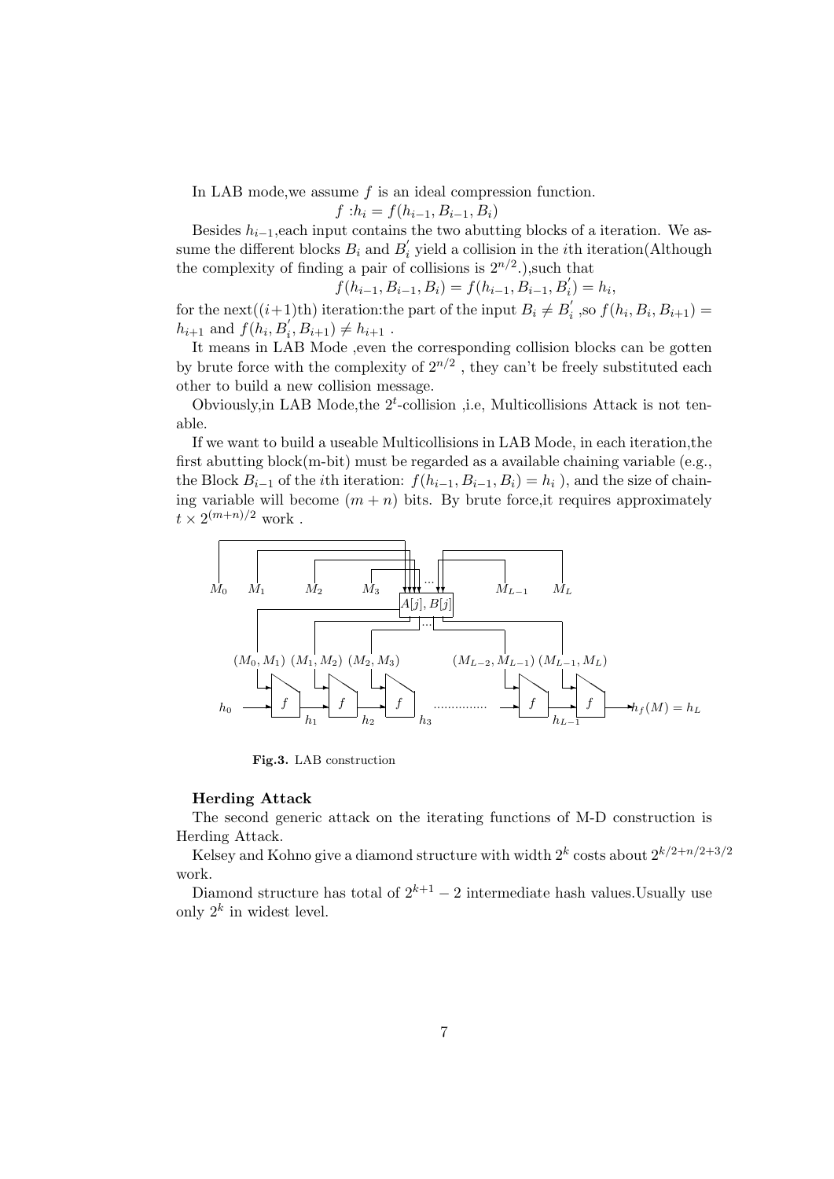In LAB mode,we assume $f$ is an ideal compression function.

$$f : h_i = f(h_{i-1}, B_{i-1}, B_i)$$

Besides $h_{i-1}$,each input contains the two abutting blocks of a iteration. We assume the different blocks $B_i$ and $B_i^{'}$ yield a collision in the $i$th iteration(Although the complexity of finding a pair of collisions is $2^{n/2}$.),such that

$$f(h_{i-1}, B_{i-1}, B_i) = f(h_{i-1}, B_{i-1}, B_i^{'}) = h_i,$$

for the next(($i+1$)th) iteration:the part of the input $B_i \neq B_i^{'}$ ,so $f(h_i, B_i, B_{i+1}) = h_{i+1}$ and $f(h_i, B_i^{'}, B_{i+1}) \neq h_{i+1}$ .

It means in LAB Mode ,even the corresponding collision blocks can be gotten by brute force with the complexity of $2^{n/2}$ , they can't be freely substituted each other to build a new collision message.

Obviously,in LAB Mode,the $2^t$-collision ,i.e, Multicollisions Attack is not tenable.

If we want to build a useable Multicollisions in LAB Mode, in each iteration,the first abutting block(m-bit) must be regarded as a available chaining variable (e.g., the Block $B_{i-1}$ of the $i$th iteration: $f(h_{i-1}, B_{i-1}, B_i) = h_i$ ), and the size of chaining variable will become $(m + n)$ bits. By brute force,it requires approximately $t \times 2^{(m+n)/2}$ work .

**Fig.3.** LAB construction

**Herding Attack**

The second generic attack on the iterating functions of M-D construction is Herding Attack.

Kelsey and Kohno give a diamond structure with width $2^k$ costs about $2^{k/2+n/2+3/2}$ work.

Diamond structure has total of $2^{k+1} - 2$ intermediate hash values.Usually use only $2^k$ in widest level.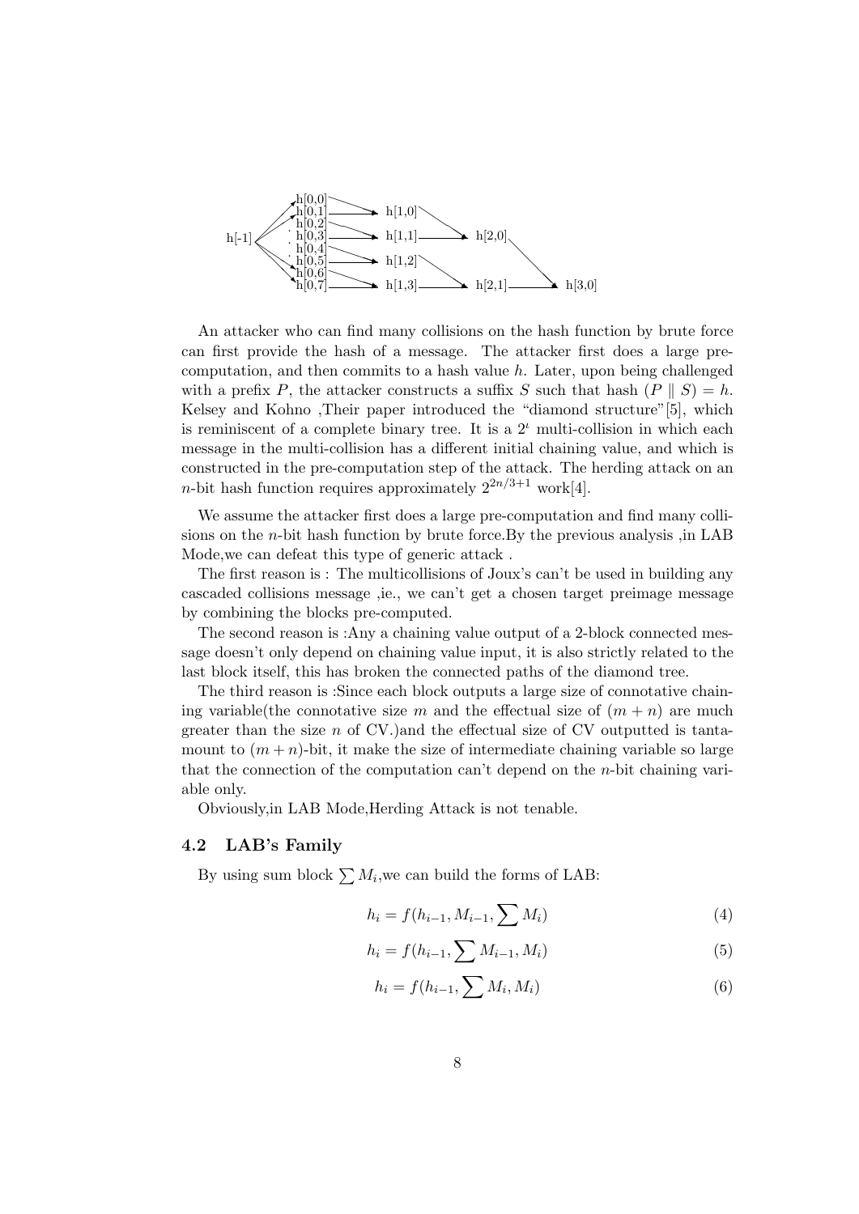An attacker who can find many collisions on the hash function by brute force can first provide the hash of a message. The attacker first does a large precomputation, and then commits to a hash value $h$. Later, upon being challenged with a prefix $P$, the attacker constructs a suffix $S$ such that hash $(P \parallel S) = h$. Kelsey and Kohno ,Their paper introduced the "diamond structure"[5], which is reminiscent of a complete binary tree. It is a $2^{\iota}$ multi-collision in which each message in the multi-collision has a different initial chaining value, and which is constructed in the pre-computation step of the attack. The herding attack on an $n$-bit hash function requires approximately $2^{2n/3+1}$ work[4].

We assume the attacker first does a large pre-computation and find many collisions on the $n$-bit hash function by brute force.By the previous analysis ,in LAB Mode,we can defeat this type of generic attack .

The first reason is : The multicollisions of Joux's can't be used in building any cascaded collisions message ,ie., we can't get a chosen target preimage message by combining the blocks pre-computed.

The second reason is :Any a chaining value output of a 2-block connected message doesn't only depend on chaining value input, it is also strictly related to the last block itself, this has broken the connected paths of the diamond tree.

The third reason is :Since each block outputs a large size of connotative chaining variable(the connotative size $m$ and the effectual size of $(m+n)$ are much greater than the size $n$ of CV.)and the effectual size of CV outputted is tantamount to $(m+n)$-bit, it make the size of intermediate chaining variable so large that the connection of the computation can't depend on the $n$-bit chaining variable only.

Obviously,in LAB Mode,Herding Attack is not tenable.

### 4.2 LAB's Family

By using sum block $\sum M_i$,we can build the forms of LAB:

$$h_i = f(h_{i-1}, M_{i-1}, \sum M_i) \tag{4}$$

$$h_i = f(h_{i-1}, \sum M_{i-1}, M_i) \tag{5}$$

$$h_i = f(h_{i-1}, \sum M_i, M_i) \tag{6}$$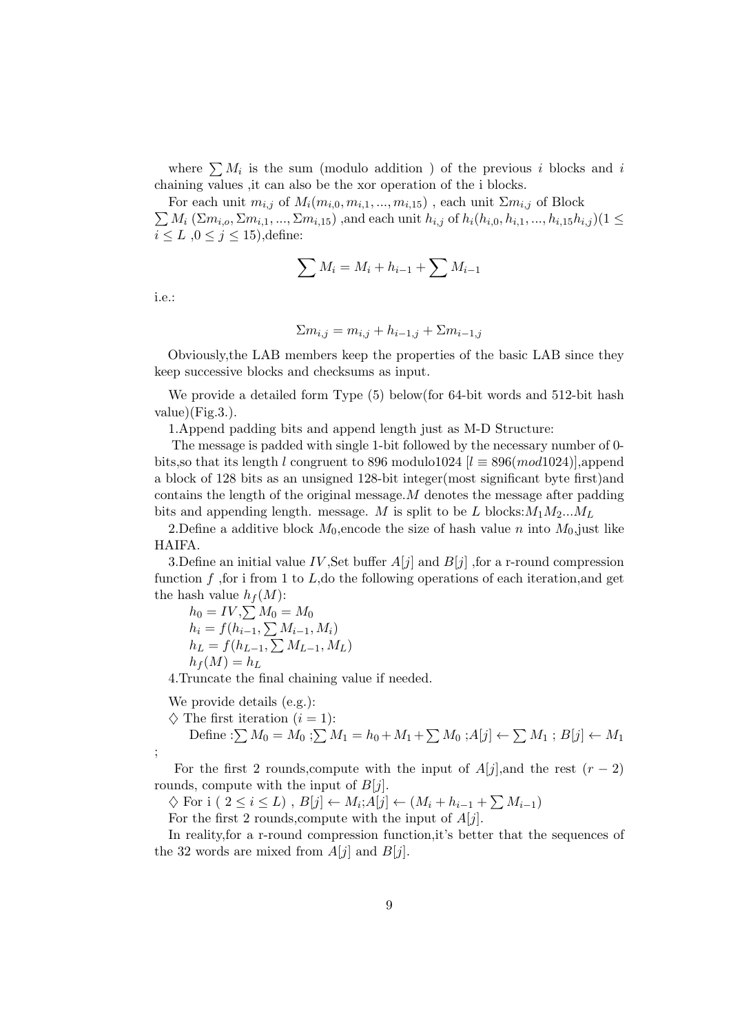where $\sum M_i$ is the sum (modulo addition ) of the previous $i$ blocks and $i$ chaining values ,it can also be the xor operation of the i blocks.

For each unit $m_{i,j}$ of $M_i(m_{i,0}, m_{i,1}, ..., m_{i,15})$ , each unit $\Sigma m_{i,j}$ of Block $\sum M_i$ $(\Sigma m_{i,o}, \Sigma m_{i,1}, ..., \Sigma m_{i,15})$ ,and each unit $h_{i,j}$ of $h_i(h_{i,0}, h_{i,1}, ..., h_{i,15}h_{i,j})(1 \leq i \leq L$ ,$0 \leq j \leq 15)$,define:

$$\sum M_i = M_i + h_{i-1} + \sum M_{i-1}$$

i.e.:

$$\Sigma m_{i,j} = m_{i,j} + h_{i-1,j} + \Sigma m_{i-1,j}$$

Obviously,the LAB members keep the properties of the basic LAB since they keep successive blocks and checksums as input.

We provide a detailed form Type (5) below(for 64-bit words and 512-bit hash value)(Fig.3.).

1.Append padding bits and append length just as M-D Structure:

The message is padded with single 1-bit followed by the necessary number of 0-bits,so that its length $l$ congruent to 896 modulo1024 $[l \equiv 896(mod1024)]$,append a block of 128 bits as an unsigned 128-bit integer(most significant byte first)and contains the length of the original message.$M$ denotes the message after padding bits and appending length. message. $M$ is split to be $L$ blocks:$M_1 M_2 ... M_L$

2.Define a additive block $M_0$,encode the size of hash value $n$ into $M_0$,just like HAIFA.

3.Define an initial value $IV$,Set buffer $A[j]$ and $B[j]$ ,for a r-round compression function $f$ ,for i from 1 to $L$,do the following operations of each iteration,and get the hash value $h_f(M)$:

$h_0 = IV, \sum M_0 = M_0$
$h_i = f(h_{i-1}, \sum M_{i-1}, M_i)$
$h_L = f(h_{L-1}, \sum M_{L-1}, M_L)$
$h_f(M) = h_L$

4.Truncate the final chaining value if needed.

We provide details (e.g.):

$\diamondsuit$ The first iteration ($i = 1$):

Define :$\sum M_0 = M_0$ ;$\sum M_1 = h_0 + M_1 + \sum M_0$ ;$A[j] \leftarrow \sum M_1$ ; $B[j] \leftarrow M_1$ ;

For the first 2 rounds,compute with the input of $A[j]$,and the rest $(r - 2)$ rounds, compute with the input of $B[j]$.

$\diamondsuit$ For i ( $2 \leq i \leq L$) , $B[j] \leftarrow M_i$;$A[j] \leftarrow (M_i + h_{i-1} + \sum M_{i-1})$

For the first 2 rounds,compute with the input of $A[j]$.

In reality,for a r-round compression function,it's better that the sequences of the 32 words are mixed from $A[j]$ and $B[j]$.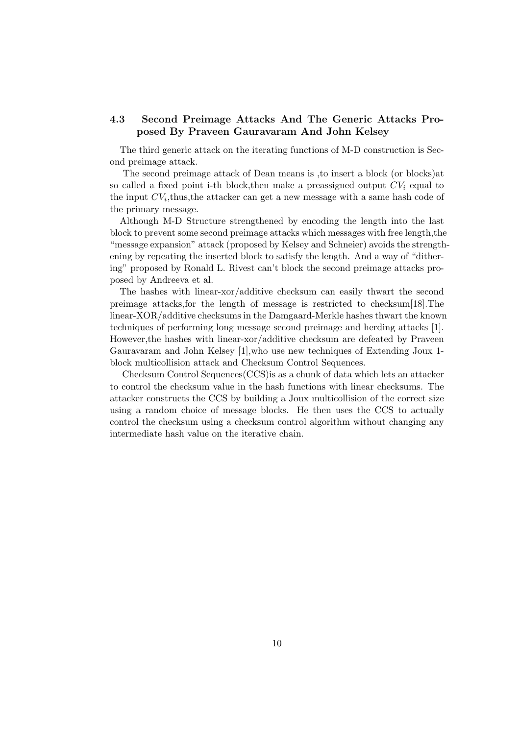## 4.3 Second Preimage Attacks And The Generic Attacks Proposed By Praveen Gauravaram And John Kelsey

The third generic attack on the iterating functions of M-D construction is Second preimage attack.

The second preimage attack of Dean means is ,to insert a block (or blocks)at so called a fixed point i-th block,then make a preassigned output $CV_i$ equal to the input $CV_i$,thus,the attacker can get a new message with a same hash code of the primary message.

Although M-D Structure strengthened by encoding the length into the last block to prevent some second preimage attacks which messages with free length,the "message expansion" attack (proposed by Kelsey and Schneier) avoids the strengthening by repeating the inserted block to satisfy the length. And a way of "dithering" proposed by Ronald L. Rivest can't block the second preimage attacks proposed by Andreeva et al.

The hashes with linear-xor/additive checksum can easily thwart the second preimage attacks,for the length of message is restricted to checksum[18].The linear-XOR/additive checksums in the Damgaard-Merkle hashes thwart the known techniques of performing long message second preimage and herding attacks [1]. However,the hashes with linear-xor/additive checksum are defeated by Praveen Gauravaram and John Kelsey [1],who use new techniques of Extending Joux 1-block multicollision attack and Checksum Control Sequences.

Checksum Control Sequences(CCS)is as a chunk of data which lets an attacker to control the checksum value in the hash functions with linear checksums. The attacker constructs the CCS by building a Joux multicollision of the correct size using a random choice of message blocks. He then uses the CCS to actually control the checksum using a checksum control algorithm without changing any intermediate hash value on the iterative chain.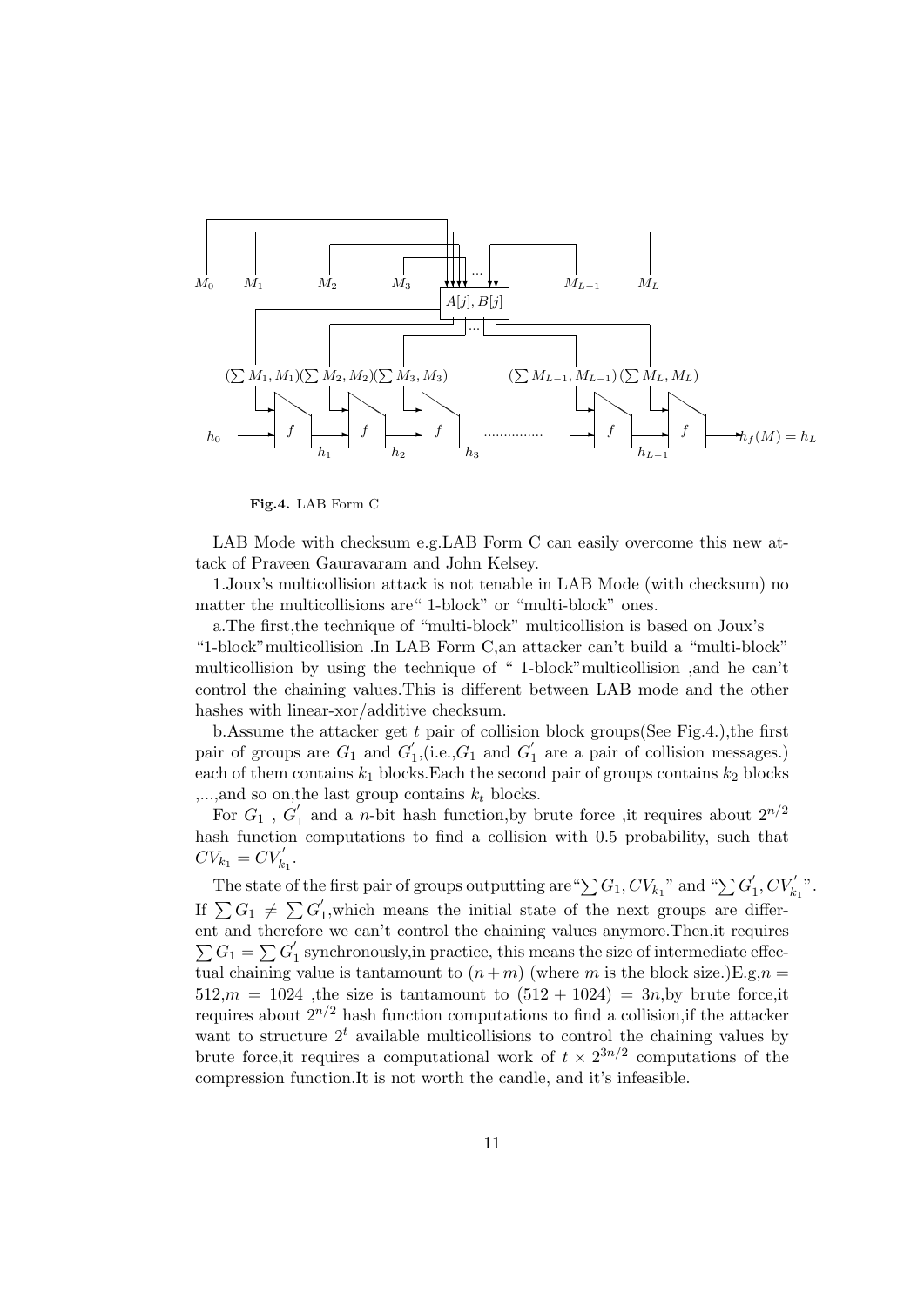**Fig.4.** LAB Form C

LAB Mode with checksum e.g.LAB Form C can easily overcome this new attack of Praveen Gauravaram and John Kelsey.

1.Joux's multicollision attack is not tenable in LAB Mode (with checksum) no matter the multicollisions are" 1-block" or "multi-block" ones.

a.The first,the technique of "multi-block" multicollision is based on Joux's "1-block"multicollision .In LAB Form C,an attacker can't build a "multi-block" multicollision by using the technique of " 1-block"multicollision ,and he can't control the chaining values.This is different between LAB mode and the other hashes with linear-xor/additive checksum.

b.Assume the attacker get $t$ pair of collision block groups(See Fig.4.),the first pair of groups are $G_1$ and $G_1^{'}$,(i.e.,$G_1$ and $G_1^{'}$ are a pair of collision messages.) each of them contains $k_1$ blocks.Each the second pair of groups contains $k_2$ blocks ,...,and so on,the last group contains $k_t$ blocks.

For $G_1$ , $G_1^{'}$ and a $n$-bit hash function,by brute force ,it requires about $2^{n/2}$ hash function computations to find a collision with 0.5 probability, such that $CV_{k_1} = CV_{k_1}^{'}$.

The state of the first pair of groups outputting are"$\sum G_1, CV_{k_1}$" and "$\sum G_1^{'}, CV_{k_1}^{'}$". If $\sum G_1 \neq \sum G_1^{'}$,which means the initial state of the next groups are different and therefore we can't control the chaining values anymore.Then,it requires $\sum G_1 = \sum G_1^{'}$ synchronously,in practice, this means the size of intermediate effectual chaining value is tantamount to $(n+m)$ (where $m$ is the block size.)E.g,$n = 512$,$m = 1024$ ,the size is tantamount to $(512 + 1024) = 3n$,by brute force,it requires about $2^{n/2}$ hash function computations to find a collision,if the attacker want to structure $2^t$ available multicollisions to control the chaining values by brute force,it requires a computational work of $t \times 2^{3n/2}$ computations of the compression function.It is not worth the candle, and it's infeasible.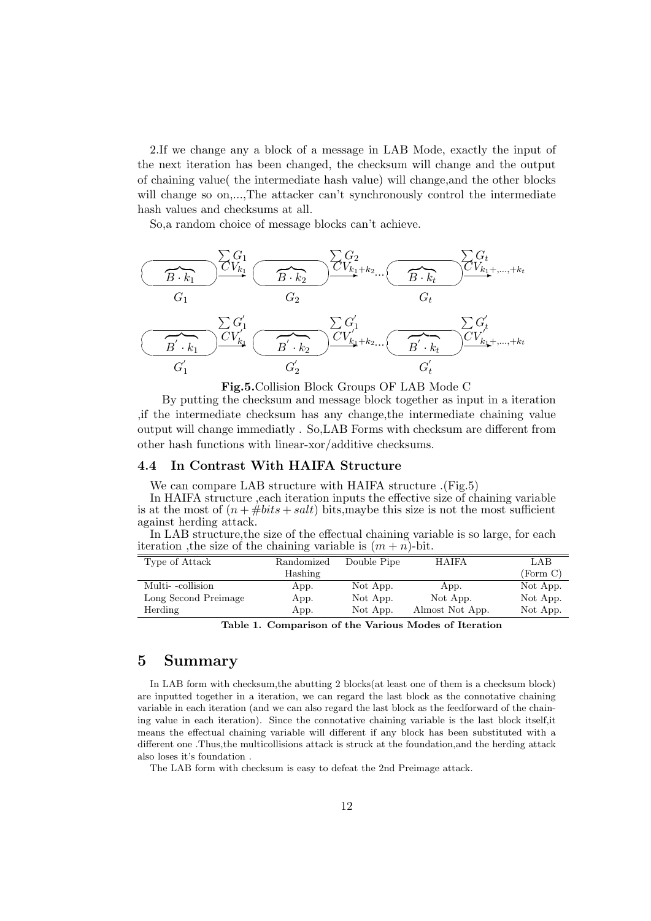2.If we change any a block of a message in LAB Mode, exactly the input of the next iteration has been changed, the checksum will change and the output of chaining value( the intermediate hash value) will change,and the other blocks will change so on,...,The attacker can't synchronously control the intermediate hash values and checksums at all.

So,a random choice of message blocks can't achieve.

$$\underbrace{\overbrace{B \cdot k_1}}_{G_1} \xrightarrow[CV_{k_1}]{\sum G_1} \underbrace{\overbrace{B \cdot k_2}}_{G_2} \xrightarrow[CV_{k_1+k_2}]{\sum G_2} \cdots \underbrace{\overbrace{B \cdot k_t}}_{G_t} \xrightarrow[CV_{k_1+,\ldots,+k_t}]{\sum G_t}$$

$$\underbrace{\overbrace{B^{'} \cdot k_1}}_{G_1^{'}} \xrightarrow[CV_{k_1}^{'}]{\sum G_1^{'}} \underbrace{\overbrace{B^{'} \cdot k_2}}_{G_2^{'}} \xrightarrow[CV_{k_1+k_2}^{'}]{\sum G_1^{'}} \cdots \underbrace{\overbrace{B^{'} \cdot k_t}}_{G_t^{'}} \xrightarrow[CV_{k_1+,\ldots,+k_t}^{'}]{\sum G_t^{'}}$$

**Fig.5.**Collision Block Groups OF LAB Mode C

By putting the checksum and message block together as input in a iteration ,if the intermediate checksum has any change,the intermediate chaining value output will change immediatly . So,LAB Forms with checksum are different from other hash functions with linear-xor/additive checksums.

### 4.4 In Contrast With HAIFA Structure

We can compare LAB structure with HAIFA structure .(Fig.5)

In HAIFA structure ,each iteration inputs the effective size of chaining variable is at the most of $(n + \#bits + salt)$ bits,maybe this size is not the most sufficient against herding attack.

In LAB structure,the size of the effectual chaining variable is so large, for each iteration ,the size of the chaining variable is $(m + n)$-bit.

| Type of Attack | Randomized Hashing | Double Pipe | HAIFA | LAB (Form C) |
|---|---|---|---|---|
| Multi- -collision | App. | Not App. | App. | Not App. |
| Long Second Preimage | App. | Not App. | Not App. | Not App. |
| Herding | App. | Not App. | Almost Not App. | Not App. |

**Table 1. Comparison of the Various Modes of Iteration**

## 5 Summary

In LAB form with checksum,the abutting 2 blocks(at least one of them is a checksum block) are inputted together in a iteration, we can regard the last block as the connotative chaining variable in each iteration (and we can also regard the last block as the feedforward of the chaining value in each iteration). Since the connotative chaining variable is the last block itself,it means the effectual chaining variable will different if any block has been substituted with a different one .Thus,the multicollisions attack is struck at the foundation,and the herding attack also loses it's foundation .

The LAB form with checksum is easy to defeat the 2nd Preimage attack.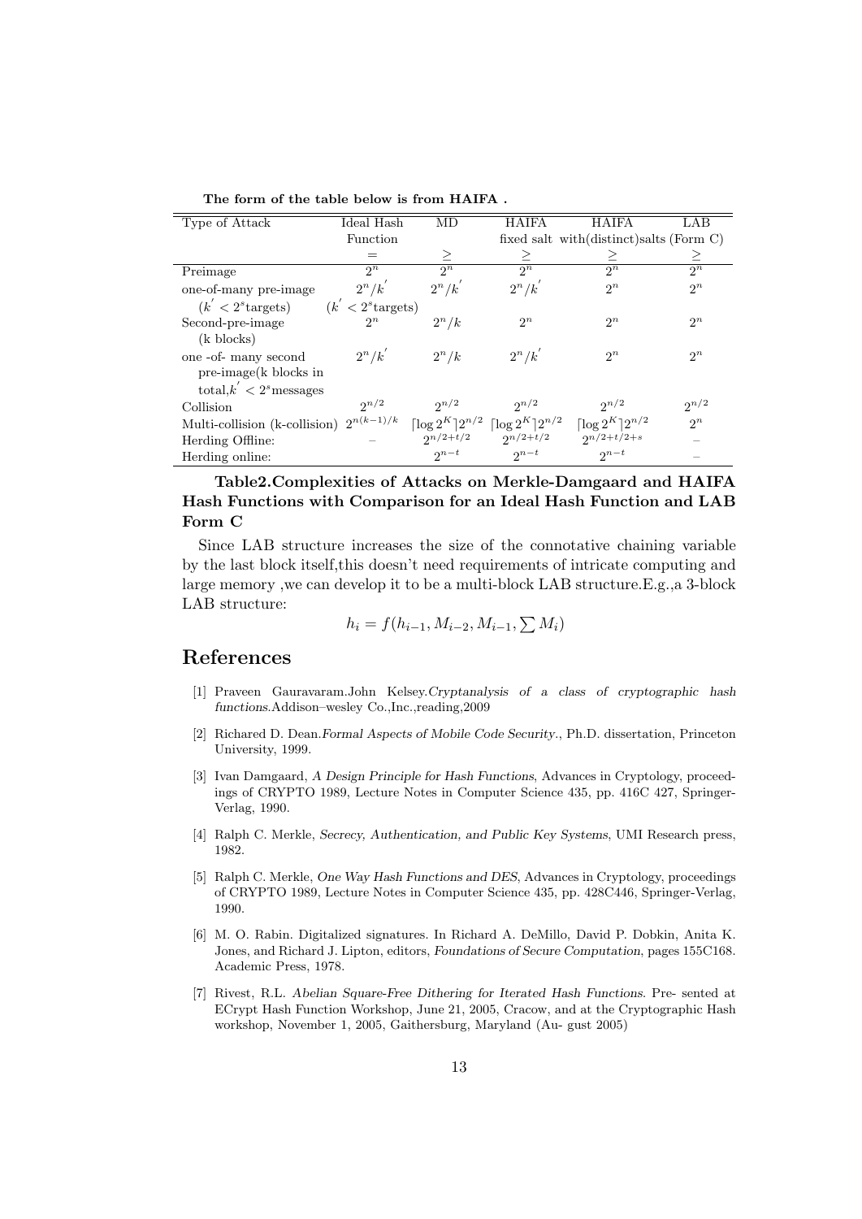**The form of the table below is from HAIFA .**

| Type of Attack | Ideal Hash Function | MD | HAIFA fixed salt | HAIFA with(distinct)salts | LAB (Form C) |
|---|---|---|---|---|---|
| | $=$ | $\geq$ | $\geq$ | $\geq$ | $\geq$ |
| Preimage | $2^n$ | $2^n$ | $2^n$ | $2^n$ | $2^n$ |
| one-of-many pre-image ($k^{'} < 2^s$targets) | $2^n/k^{'}$ ($k^{'} < 2^s$targets) | $2^n/k^{'}$ | $2^n/k^{'}$ | $2^n$ | $2^n$ |
| Second-pre-image (k blocks) | $2^n$ | $2^n/k$ | $2^n$ | $2^n$ | $2^n$ |
| one -of- many second pre-image(k blocks in total,$k^{'} < 2^s$messages | $2^n/k^{'}$ | $2^n/k$ | $2^n/k^{'}$ | $2^n$ | $2^n$ |
| Collision | $2^{n/2}$ | $2^{n/2}$ | $2^{n/2}$ | $2^{n/2}$ | $2^{n/2}$ |
| Multi-collision (k-collision) | $2^{n(k-1)/k}$ | $\lceil \log 2^K \rceil 2^{n/2}$ | $\lceil \log 2^K \rceil 2^{n/2}$ | $\lceil \log 2^K \rceil 2^{n/2}$ | $2^n$ |
| Herding Offline: | – | $2^{n/2+t/2}$ | $2^{n/2+t/2}$ | $2^{n/2+t/2+s}$ | – |
| Herding online: | – | $2^{n-t}$ | $2^{n-t}$ | $2^{n-t}$ | – |

**Table2.Complexities of Attacks on Merkle-Damgaard and HAIFA Hash Functions with Comparison for an Ideal Hash Function and LAB Form C**

Since LAB structure increases the size of the connotative chaining variable by the last block itself,this doesn't need requirements of intricate computing and large memory ,we can develop it to be a multi-block LAB structure.E.g.,a 3-block LAB structure:

$$h_i = f(h_{i-1}, M_{i-2}, M_{i-1}, \sum M_i)$$

# References

[1] Praveen Gauravaram.John Kelsey.*Cryptanalysis of a class of cryptographic hash functions*.Addison–wesley Co.,Inc.,reading,2009

[2] Richared D. Dean.*Formal Aspects of Mobile Code Security.*, Ph.D. dissertation, Princeton University, 1999.

[3] Ivan Damgaard, *A Design Principle for Hash Functions*, Advances in Cryptology, proceedings of CRYPTO 1989, Lecture Notes in Computer Science 435, pp. 416C 427, Springer-Verlag, 1990.

[4] Ralph C. Merkle, *Secrecy, Authentication, and Public Key Systems*, UMI Research press, 1982.

[5] Ralph C. Merkle, *One Way Hash Functions and DES*, Advances in Cryptology, proceedings of CRYPTO 1989, Lecture Notes in Computer Science 435, pp. 428C446, Springer-Verlag, 1990.

[6] M. O. Rabin. Digitalized signatures. In Richard A. DeMillo, David P. Dobkin, Anita K. Jones, and Richard J. Lipton, editors, *Foundations of Secure Computation*, pages 155C168. Academic Press, 1978.

[7] Rivest, R.L. *Abelian Square-Free Dithering for Iterated Hash Functions*. Pre- sented at ECrypt Hash Function Workshop, June 21, 2005, Cracow, and at the Cryptographic Hash workshop, November 1, 2005, Gaithersburg, Maryland (Au- gust 2005)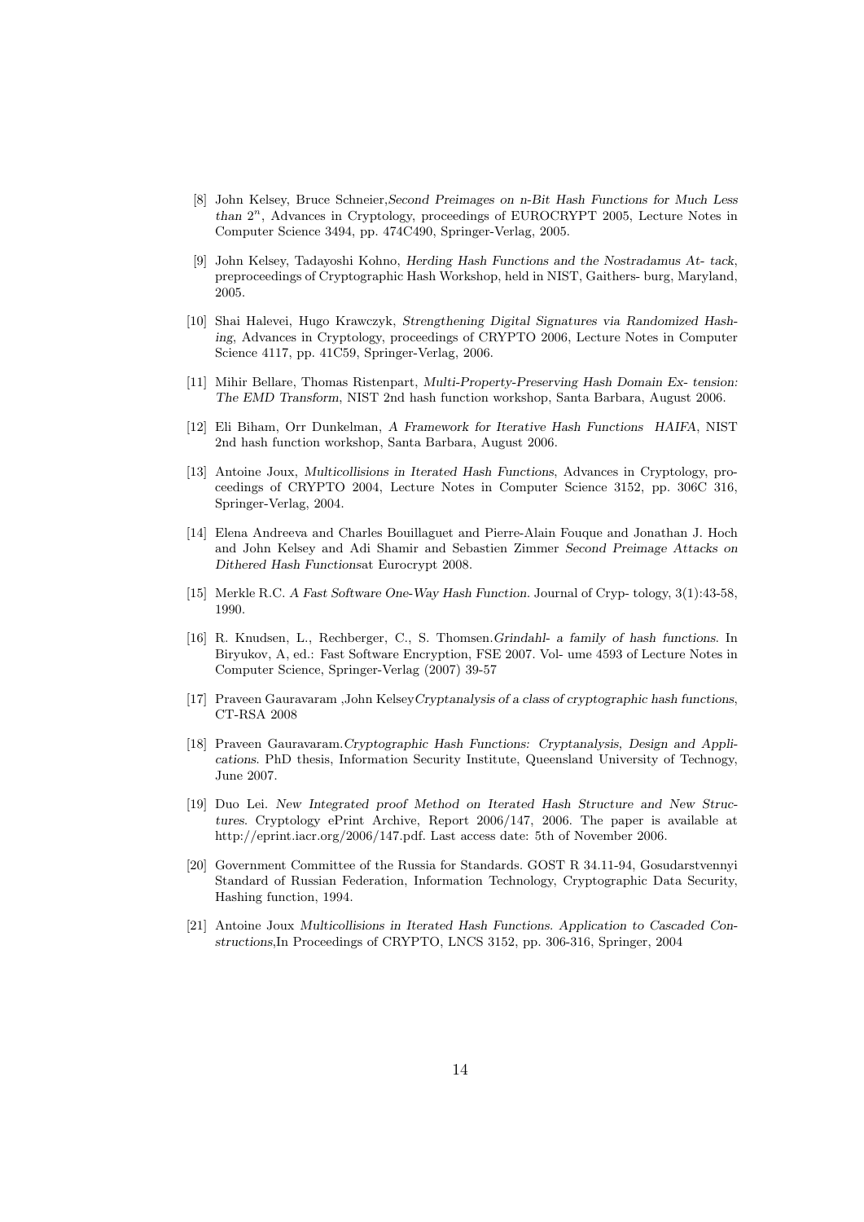[8] John Kelsey, Bruce Schneier,*Second Preimages on n-Bit Hash Functions for Much Less than* $2^n$, Advances in Cryptology, proceedings of EUROCRYPT 2005, Lecture Notes in Computer Science 3494, pp. 474C490, Springer-Verlag, 2005.

[9] John Kelsey, Tadayoshi Kohno, *Herding Hash Functions and the Nostradamus At- tack*, preproceedings of Cryptographic Hash Workshop, held in NIST, Gaithers- burg, Maryland, 2005.

[10] Shai Halevei, Hugo Krawczyk, *Strengthening Digital Signatures via Randomized Hashing*, Advances in Cryptology, proceedings of CRYPTO 2006, Lecture Notes in Computer Science 4117, pp. 41C59, Springer-Verlag, 2006.

[11] Mihir Bellare, Thomas Ristenpart, *Multi-Property-Preserving Hash Domain Ex- tension: The EMD Transform*, NIST 2nd hash function workshop, Santa Barbara, August 2006.

[12] Eli Biham, Orr Dunkelman, *A Framework for Iterative Hash Functions HAIFA*, NIST 2nd hash function workshop, Santa Barbara, August 2006.

[13] Antoine Joux, *Multicollisions in Iterated Hash Functions*, Advances in Cryptology, proceedings of CRYPTO 2004, Lecture Notes in Computer Science 3152, pp. 306C 316, Springer-Verlag, 2004.

[14] Elena Andreeva and Charles Bouillaguet and Pierre-Alain Fouque and Jonathan J. Hoch and John Kelsey and Adi Shamir and Sebastien Zimmer *Second Preimage Attacks on Dithered Hash Functions*at Eurocrypt 2008.

[15] Merkle R.C. *A Fast Software One-Way Hash Function*. Journal of Cryp- tology, 3(1):43-58, 1990.

[16] R. Knudsen, L., Rechberger, C., S. Thomsen.*Grindahl- a family of hash functions*. In Biryukov, A, ed.: Fast Software Encryption, FSE 2007. Vol- ume 4593 of Lecture Notes in Computer Science, Springer-Verlag (2007) 39-57

[17] Praveen Gauravaram ,John Kelsey*Cryptanalysis of a class of cryptographic hash functions*, CT-RSA 2008

[18] Praveen Gauravaram.*Cryptographic Hash Functions: Cryptanalysis, Design and Applications*. PhD thesis, Information Security Institute, Queensland University of Technogy, June 2007.

[19] Duo Lei. *New Integrated proof Method on Iterated Hash Structure and New Structures*. Cryptology ePrint Archive, Report 2006/147, 2006. The paper is available at http://eprint.iacr.org/2006/147.pdf. Last access date: 5th of November 2006.

[20] Government Committee of the Russia for Standards. GOST R 34.11-94, Gosudarstvennyi Standard of Russian Federation, Information Technology, Cryptographic Data Security, Hashing function, 1994.

[21] Antoine Joux *Multicollisions in Iterated Hash Functions. Application to Cascaded Constructions*,In Proceedings of CRYPTO, LNCS 3152, pp. 306-316, Springer, 2004